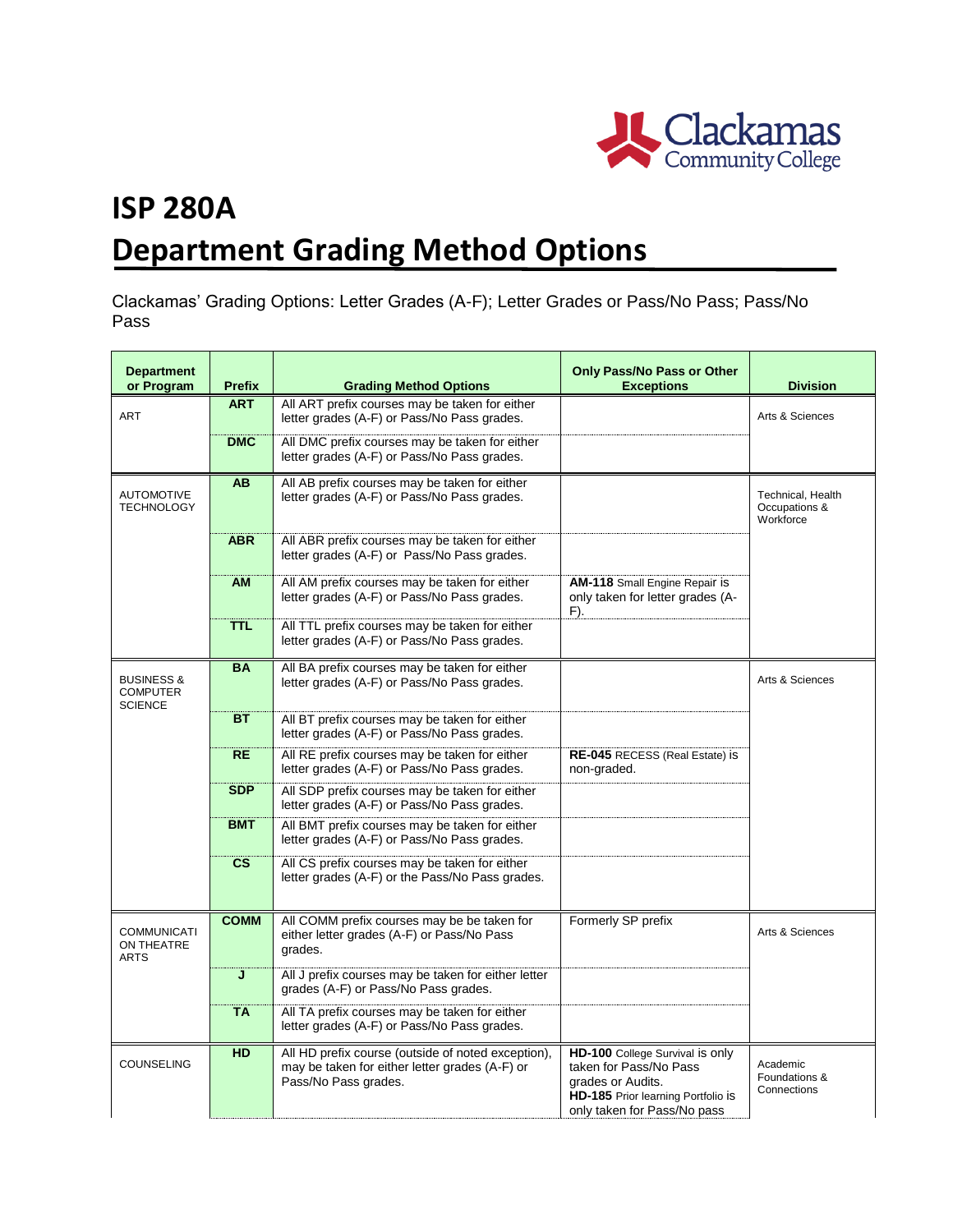# ISP 280A

# Department Grading Method Options

Clackamas' Grading Options: Letter Grades (A-F); Letter Grades or Pass/No Pass; Pass/No Pass

| Department or Program | Prefix | Grading Method Options | Only Pass/No Pass or Other Exceptions | Division |
|---|---|---|---|---|
| ART | **ART** | All ART prefix courses may be taken for either letter grades (A-F) or Pass/No Pass grades. | | Arts & Sciences |
| | **DMC** | All DMC prefix courses may be taken for either letter grades (A-F) or Pass/No Pass grades. | | |
| AUTOMOTIVE TECHNOLOGY | **AB** | All AB prefix courses may be taken for either letter grades (A-F) or Pass/No Pass grades. | | Technical, Health Occupations & Workforce |
| | **ABR** | All ABR prefix courses may be taken for either letter grades (A-F) or Pass/No Pass grades. | | |
| | **AM** | All AM prefix courses may be taken for either letter grades (A-F) or Pass/No Pass grades. | **AM-118** Small Engine Repair is only taken for letter grades (A-F). | |
| | **TTL** | All TTL prefix courses may be taken for either letter grades (A-F) or Pass/No Pass grades. | | |
| BUSINESS & COMPUTER SCIENCE | **BA** | All BA prefix courses may be taken for either letter grades (A-F) or Pass/No Pass grades. | | Arts & Sciences |
| | **BT** | All BT prefix courses may be taken for either letter grades (A-F) or Pass/No Pass grades. | | |
| | **RE** | All RE prefix courses may be taken for either letter grades (A-F) or Pass/No Pass grades. | **RE-045** RECESS (Real Estate) is non-graded. | |
| | **SDP** | All SDP prefix courses may be taken for either letter grades (A-F) or Pass/No Pass grades. | | |
| | **BMT** | All BMT prefix courses may be taken for either letter grades (A-F) or Pass/No Pass grades. | | |
| | **CS** | All CS prefix courses may be taken for either letter grades (A-F) or the Pass/No Pass grades. | | |
| COMMUNICATION THEATRE ARTS | **COMM** | All COMM prefix courses may be be taken for either letter grades (A-F) or Pass/No Pass grades. | Formerly SP prefix | Arts & Sciences |
| | **J** | All J prefix courses may be taken for either letter grades (A-F) or Pass/No Pass grades. | | |
| | **TA** | All TA prefix courses may be taken for either letter grades (A-F) or Pass/No Pass grades. | | |
| COUNSELING | **HD** | All HD prefix course (outside of noted exception), may be taken for either letter grades (A-F) or Pass/No Pass grades. | **HD-100** College Survival is only taken for Pass/No Pass grades or Audits. **HD-185** Prior learning Portfolio is only taken for Pass/No pass | Academic Foundations & Connections |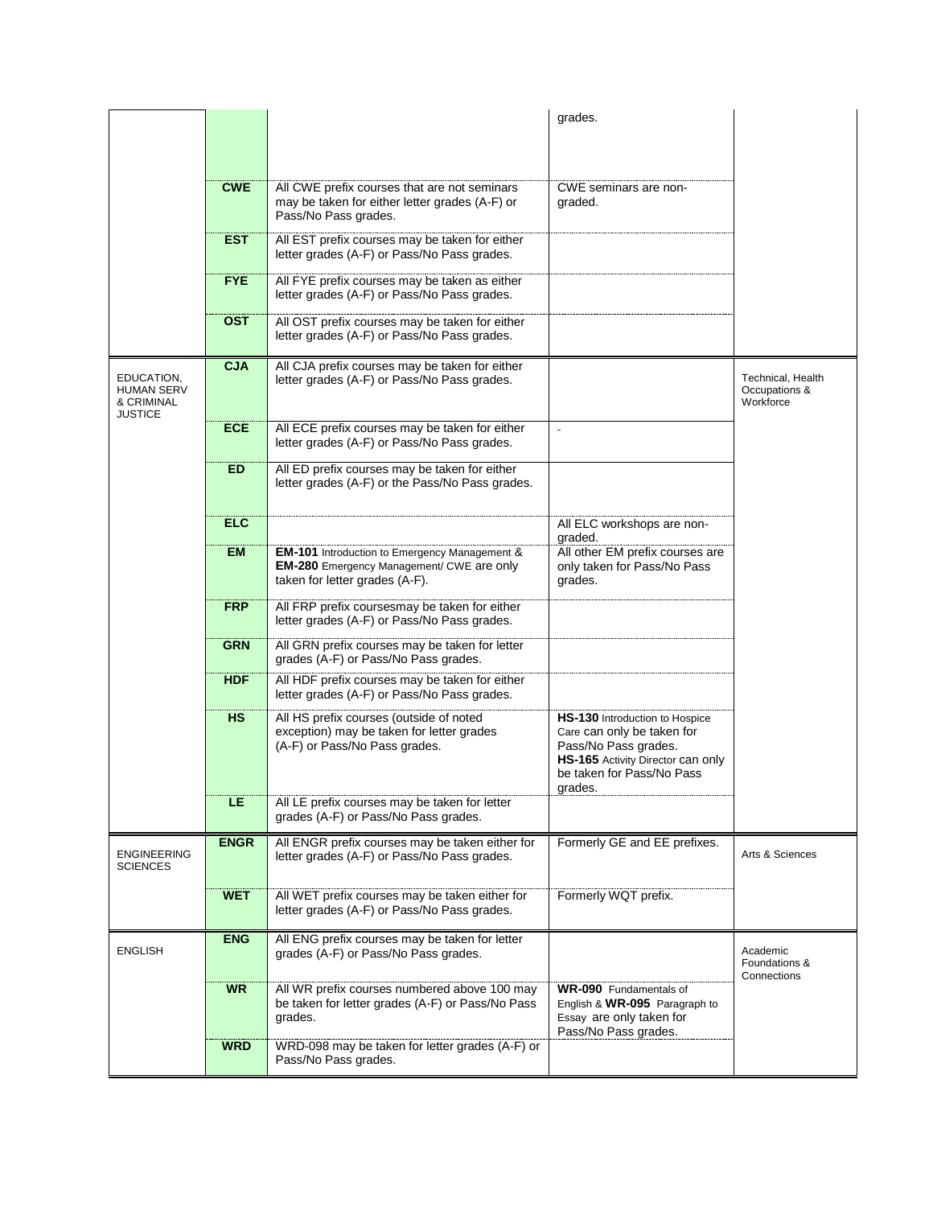| | | | | |
|---|---|---|---|---|
| | | | grades. | |
| | **CWE** | All CWE prefix courses that are not seminars may be taken for either letter grades (A-F) or Pass/No Pass grades. | CWE seminars are non-graded. | |
| | **EST** | All EST prefix courses may be taken for either letter grades (A-F) or Pass/No Pass grades. | | |
| | **FYE** | All FYE prefix courses may be taken as either letter grades (A-F) or Pass/No Pass grades. | | |
| | **OST** | All OST prefix courses may be taken for either letter grades (A-F) or Pass/No Pass grades. | | |
| EDUCATION, HUMAN SERV & CRIMINAL JUSTICE | **CJA** | All CJA prefix courses may be taken for either letter grades (A-F) or Pass/No Pass grades. | | Technical, Health Occupations & Workforce |
| | **ECE** | All ECE prefix courses may be taken for either letter grades (A-F) or Pass/No Pass grades. | - | |
| | **ED** | All ED prefix courses may be taken for either letter grades (A-F) or the Pass/No Pass grades. | | |
| | **ELC** | | All ELC workshops are non-graded. | |
| | **EM** | **EM-101** Introduction to Emergency Management & **EM-280** Emergency Management/ CWE are only taken for letter grades (A-F). | All other EM prefix courses are only taken for Pass/No Pass grades. | |
| | **FRP** | All FRP prefix coursesmay be taken for either letter grades (A-F) or Pass/No Pass grades. | | |
| | **GRN** | All GRN prefix courses may be taken for letter grades (A-F) or Pass/No Pass grades. | | |
| | **HDF** | All HDF prefix courses may be taken for either letter grades (A-F) or Pass/No Pass grades. | | |
| | **HS** | All HS prefix courses (outside of noted exception) may be taken for letter grades (A-F) or Pass/No Pass grades. | **HS-130** Introduction to Hospice Care can only be taken for Pass/No Pass grades. **HS-165** Activity Director can only be taken for Pass/No Pass grades. | |
| | **LE** | All LE prefix courses may be taken for letter grades (A-F) or Pass/No Pass grades. | | |
| ENGINEERING SCIENCES | **ENGR** | All ENGR prefix courses may be taken either for letter grades (A-F) or Pass/No Pass grades. | Formerly GE and EE prefixes. | Arts & Sciences |
| | **WET** | All WET prefix courses may be taken either for letter grades (A-F) or Pass/No Pass grades. | Formerly WQT prefix. | |
| ENGLISH | **ENG** | All ENG prefix courses may be taken for letter grades (A-F) or Pass/No Pass grades. | | Academic Foundations & Connections |
| | **WR** | All WR prefix courses numbered above 100 may be taken for letter grades (A-F) or Pass/No Pass grades. | **WR-090** Fundamentals of English & **WR-095** Paragraph to Essay are only taken for Pass/No Pass grades. | |
| | **WRD** | WRD-098 may be taken for letter grades (A-F) or Pass/No Pass grades. | | |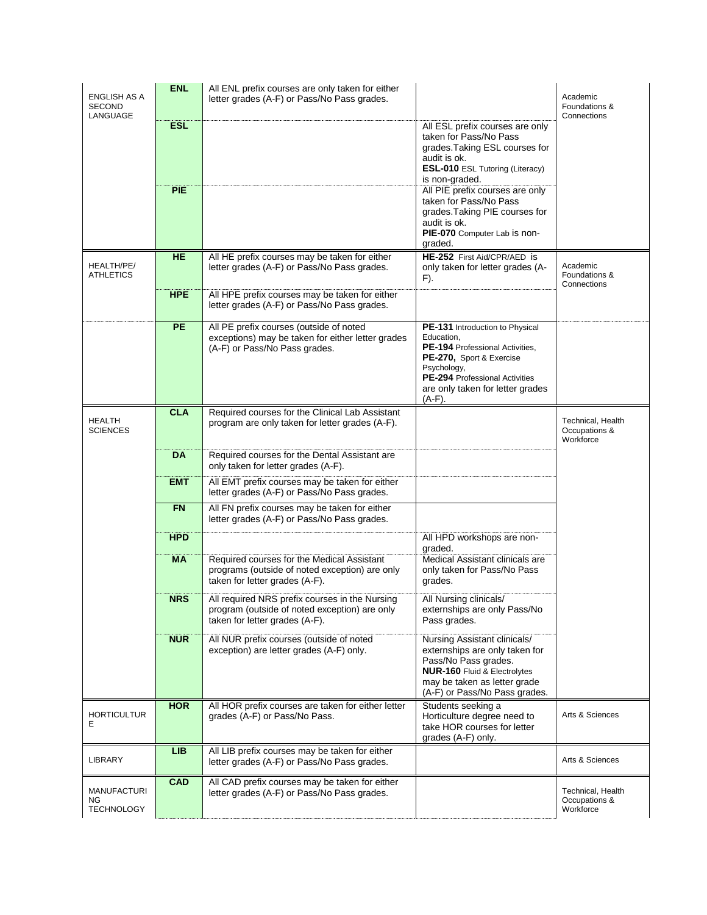| | | | | |
|---|---|---|---|---|
| ENGLISH AS A SECOND LANGUAGE | **ENL** | All ENL prefix courses are only taken for either letter grades (A-F) or Pass/No Pass grades. | | Academic Foundations & Connections |
| | **ESL** | | All ESL prefix courses are only taken for Pass/No Pass grades. Taking ESL courses for audit is ok. **ESL-010** ESL Tutoring (Literacy) is non-graded. | |
| | **PIE** | | All PIE prefix courses are only taken for Pass/No Pass grades. Taking PIE courses for audit is ok. **PIE-070** Computer Lab is non-graded. | |
| HEALTH/PE/ ATHLETICS | **HE** | All HE prefix courses may be taken for either letter grades (A-F) or Pass/No Pass grades. | **HE-252** First Aid/CPR/AED is only taken for letter grades (A-F). | Academic Foundations & Connections |
| | **HPE** | All HPE prefix courses may be taken for either letter grades (A-F) or Pass/No Pass grades. | | |
| | **PE** | All PE prefix courses (outside of noted exceptions) may be taken for either letter grades (A-F) or Pass/No Pass grades. | **PE-131** Introduction to Physical Education, **PE-194** Professional Activities, **PE-270,** Sport & Exercise Psychology, **PE-294** Professional Activities are only taken for letter grades (A-F). | |
| HEALTH SCIENCES | **CLA** | Required courses for the Clinical Lab Assistant program are only taken for letter grades (A-F). | | Technical, Health Occupations & Workforce |
| | **DA** | Required courses for the Dental Assistant are only taken for letter grades (A-F). | | |
| | **EMT** | All EMT prefix courses may be taken for either letter grades (A-F) or Pass/No Pass grades. | | |
| | **FN** | All FN prefix courses may be taken for either letter grades (A-F) or Pass/No Pass grades. | | |
| | **HPD** | | All HPD workshops are non-graded. | |
| | **MA** | Required courses for the Medical Assistant programs (outside of noted exception) are only taken for letter grades (A-F). | Medical Assistant clinicals are only taken for Pass/No Pass grades. | |
| | **NRS** | All required NRS prefix courses in the Nursing program (outside of noted exception) are only taken for letter grades (A-F). | All Nursing clinicals/ externships are only Pass/No Pass grades. | |
| | **NUR** | All NUR prefix courses (outside of noted exception) are letter grades (A-F) only. | Nursing Assistant clinicals/ externships are only taken for Pass/No Pass grades. **NUR-160** Fluid & Electrolytes may be taken as letter grade (A-F) or Pass/No Pass grades. | |
| HORTICULTURE | **HOR** | All HOR prefix courses are taken for either letter grades (A-F) or Pass/No Pass. | Students seeking a Horticulture degree need to take HOR courses for letter grades (A-F) only. | Arts & Sciences |
| LIBRARY | **LIB** | All LIB prefix courses may be taken for either letter grades (A-F) or Pass/No Pass grades. | | Arts & Sciences |
| MANUFACTURING TECHNOLOGY | **CAD** | All CAD prefix courses may be taken for either letter grades (A-F) or Pass/No Pass grades. | | Technical, Health Occupations & Workforce |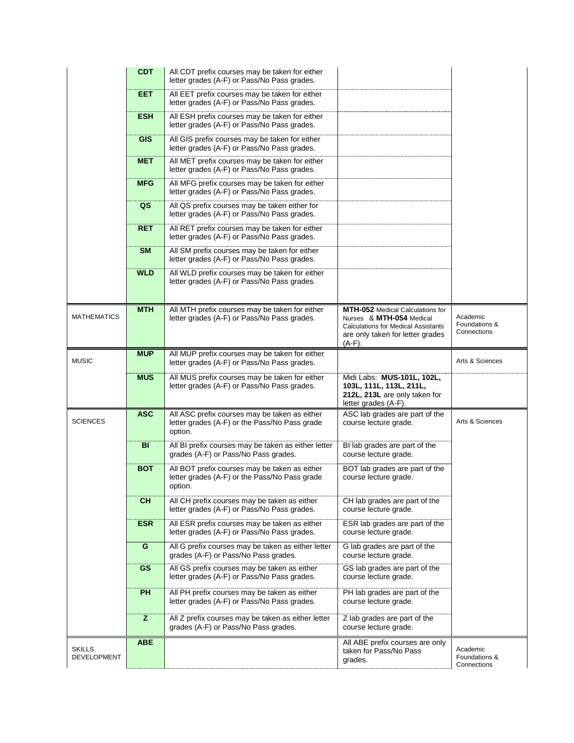| | | | | |
|---|---|---|---|---|
| | **CDT** | All CDT prefix courses may be taken for either letter grades (A-F) or Pass/No Pass grades. | | |
| | **EET** | All EET prefix courses may be taken for either letter grades (A-F) or Pass/No Pass grades. | | |
| | **ESH** | All ESH prefix courses may be taken for either letter grades (A-F) or Pass/No Pass grades. | | |
| | **GIS** | All GIS prefix courses may be taken for either letter grades (A-F) or Pass/No Pass grades. | | |
| | **MET** | All MET prefix courses may be taken for either letter grades (A-F) or Pass/No Pass grades. | | |
| | **MFG** | All MFG prefix courses may be taken for either letter grades (A-F) or Pass/No Pass grades. | | |
| | **QS** | All QS prefix courses may be taken either for letter grades (A-F) or Pass/No Pass grades. | | |
| | **RET** | All RET prefix courses may be taken for either letter grades (A-F) or Pass/No Pass grades. | | |
| | **SM** | All SM prefix courses may be taken for either letter grades (A-F) or Pass/No Pass grades. | | |
| | **WLD** | All WLD prefix courses may be taken for either letter grades (A-F) or Pass/No Pass grades. | | |
| MATHEMATICS | **MTH** | All MTH prefix courses may be taken for either letter grades (A-F) or Pass/No Pass grades. | **MTH-052** Medical Calculations for Nurses & **MTH-054** Medical Calculations for Medical Assistants are only taken for letter grades (A-F). | Academic Foundations & Connections |
| MUSIC | **MUP** | All MUP prefix courses may be taken for either letter grades (A-F) or Pass/No Pass grades. | | Arts & Sciences |
| | **MUS** | All MUS prefix courses may be taken for either letter grades (A-F) or Pass/No Pass grades. | Midi Labs: **MUS-101L, 102L, 103L, 111L, 113L, 211L, 212L, 213L** are only taken for letter grades (A-F). | |
| SCIENCES | **ASC** | All ASC prefix courses may be taken as either letter grades (A-F) or the Pass/No Pass grade option. | ASC lab grades are part of the course lecture grade. | Arts & Sciences |
| | **BI** | All BI prefix courses may be taken as either letter grades (A-F) or Pass/No Pass grades. | BI lab grades are part of the course lecture grade. | |
| | **BOT** | All BOT prefix courses may be taken as either letter grades (A-F) or the Pass/No Pass grade option. | BOT lab grades are part of the course lecture grade. | |
| | **CH** | All CH prefix courses may be taken as either letter grades (A-F) or Pass/No Pass grades. | CH lab grades are part of the course lecture grade. | |
| | **ESR** | All ESR prefix courses may be taken as either letter grades (A-F) or Pass/No Pass grades. | ESR lab grades are part of the course lecture grade. | |
| | **G** | All G prefix courses may be taken as either letter grades (A-F) or Pass/No Pass grades. | G lab grades are part of the course lecture grade. | |
| | **GS** | All GS prefix courses may be taken as either letter grades (A-F) or Pass/No Pass grades. | GS lab grades are part of the course lecture grade. | |
| | **PH** | All PH prefix courses may be taken as either letter grades (A-F) or Pass/No Pass grades. | PH lab grades are part of the course lecture grade. | |
| | **Z** | All Z prefix courses may be taken as either letter grades (A-F) or Pass/No Pass grades. | Z lab grades are part of the course lecture grade. | |
| SKILLS DEVELOPMENT | **ABE** | | All ABE prefix courses are only taken for Pass/No Pass grades. | Academic Foundations & Connections |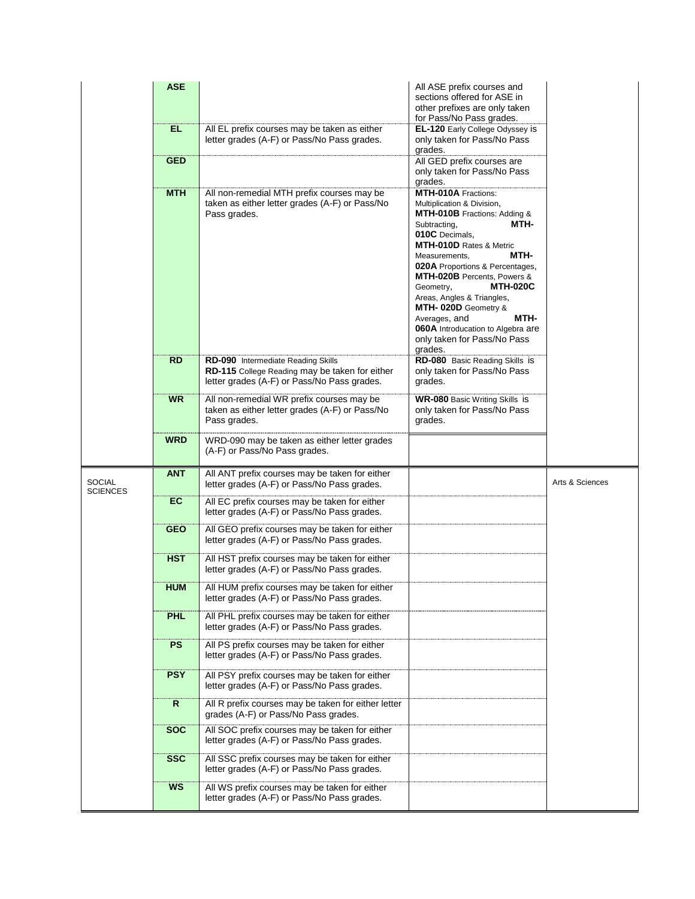| | | | | |
|---|---|---|---|---|
| | **ASE** | | All ASE prefix courses and sections offered for ASE in other prefixes are only taken for Pass/No Pass grades. | |
| | **EL** | All EL prefix courses may be taken as either letter grades (A-F) or Pass/No Pass grades. | **EL-120** Early College Odyssey is only taken for Pass/No Pass grades. | |
| | **GED** | | All GED prefix courses are only taken for Pass/No Pass grades. | |
| | **MTH** | All non-remedial MTH prefix courses may be taken as either letter grades (A-F) or Pass/No Pass grades. | **MTH-010A** Fractions: Multiplication & Division, **MTH-010B** Fractions: Adding & Subtracting, **MTH-010C** Decimals, **MTH-010D** Rates & Metric Measurements, **MTH-020A** Proportions & Percentages, **MTH-020B** Percents, Powers & Geometry, **MTH-020C** Areas, Angles & Triangles, **MTH- 020D** Geometry & Averages, and **MTH-060A** Introducation to Algebra are only taken for Pass/No Pass grades. | |
| | **RD** | **RD-090** Intermediate Reading Skills **RD-115** College Reading may be taken for either letter grades (A-F) or Pass/No Pass grades. | **RD-080** Basic Reading Skills is only taken for Pass/No Pass grades. | |
| | **WR** | All non-remedial WR prefix courses may be taken as either letter grades (A-F) or Pass/No Pass grades. | **WR-080** Basic Writing Skills is only taken for Pass/No Pass grades. | |
| | **WRD** | WRD-090 may be taken as either letter grades (A-F) or Pass/No Pass grades. | | |
| SOCIAL SCIENCES | **ANT** | All ANT prefix courses may be taken for either letter grades (A-F) or Pass/No Pass grades. | | Arts & Sciences |
| | **EC** | All EC prefix courses may be taken for either letter grades (A-F) or Pass/No Pass grades. | | |
| | **GEO** | All GEO prefix courses may be taken for either letter grades (A-F) or Pass/No Pass grades. | | |
| | **HST** | All HST prefix courses may be taken for either letter grades (A-F) or Pass/No Pass grades. | | |
| | **HUM** | All HUM prefix courses may be taken for either letter grades (A-F) or Pass/No Pass grades. | | |
| | **PHL** | All PHL prefix courses may be taken for either letter grades (A-F) or Pass/No Pass grades. | | |
| | **PS** | All PS prefix courses may be taken for either letter grades (A-F) or Pass/No Pass grades. | | |
| | **PSY** | All PSY prefix courses may be taken for either letter grades (A-F) or Pass/No Pass grades. | | |
| | **R** | All R prefix courses may be taken for either letter grades (A-F) or Pass/No Pass grades. | | |
| | **SOC** | All SOC prefix courses may be taken for either letter grades (A-F) or Pass/No Pass grades. | | |
| | **SSC** | All SSC prefix courses may be taken for either letter grades (A-F) or Pass/No Pass grades. | | |
| | **WS** | All WS prefix courses may be taken for either letter grades (A-F) or Pass/No Pass grades. | | |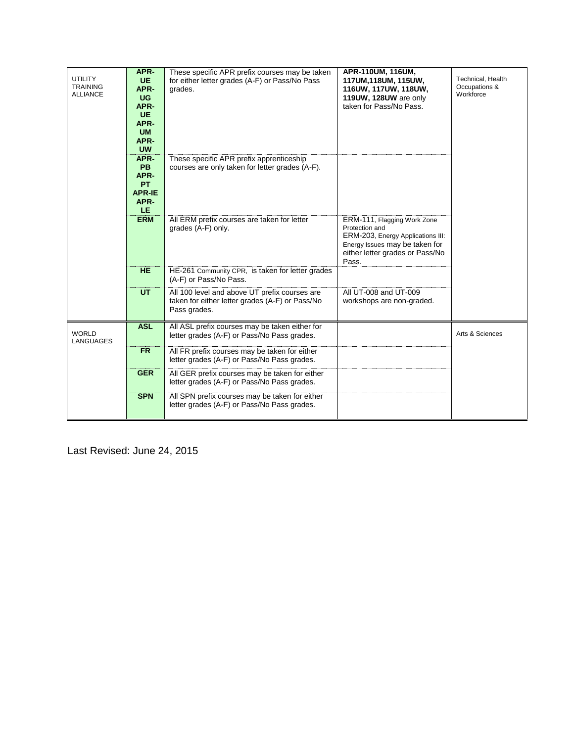| | | | | |
|---|---|---|---|---|
| UTILITY TRAINING ALLIANCE | **APR-UE APR-UG APR-UE APR-UM APR-UW** | These specific APR prefix courses may be taken for either letter grades (A-F) or Pass/No Pass grades. | **APR-110UM, 116UM, 117UM,118UM, 115UW, 116UW, 117UW, 118UW, 119UW, 128UW** are only taken for Pass/No Pass. | Technical, Health Occupations & Workforce |
| | **APR-PB APR-PT APR-IE APR-LE** | These specific APR prefix apprenticeship courses are only taken for letter grades (A-F). | | |
| | **ERM** | All ERM prefix courses are taken for letter grades (A-F) only. | ERM-111, Flagging Work Zone Protection and ERM-203, Energy Applications III: Energy Issues may be taken for either letter grades or Pass/No Pass. | |
| | **HE** | HE-261 Community CPR, is taken for letter grades (A-F) or Pass/No Pass. | | |
| | **UT** | All 100 level and above UT prefix courses are taken for either letter grades (A-F) or Pass/No Pass grades. | All UT-008 and UT-009 workshops are non-graded. | |
| WORLD LANGUAGES | **ASL** | All ASL prefix courses may be taken either for letter grades (A-F) or Pass/No Pass grades. | | Arts & Sciences |
| | **FR** | All FR prefix courses may be taken for either letter grades (A-F) or Pass/No Pass grades. | | |
| | **GER** | All GER prefix courses may be taken for either letter grades (A-F) or Pass/No Pass grades. | | |
| | **SPN** | All SPN prefix courses may be taken for either letter grades (A-F) or Pass/No Pass grades. | | |

Last Revised: June 24, 2015